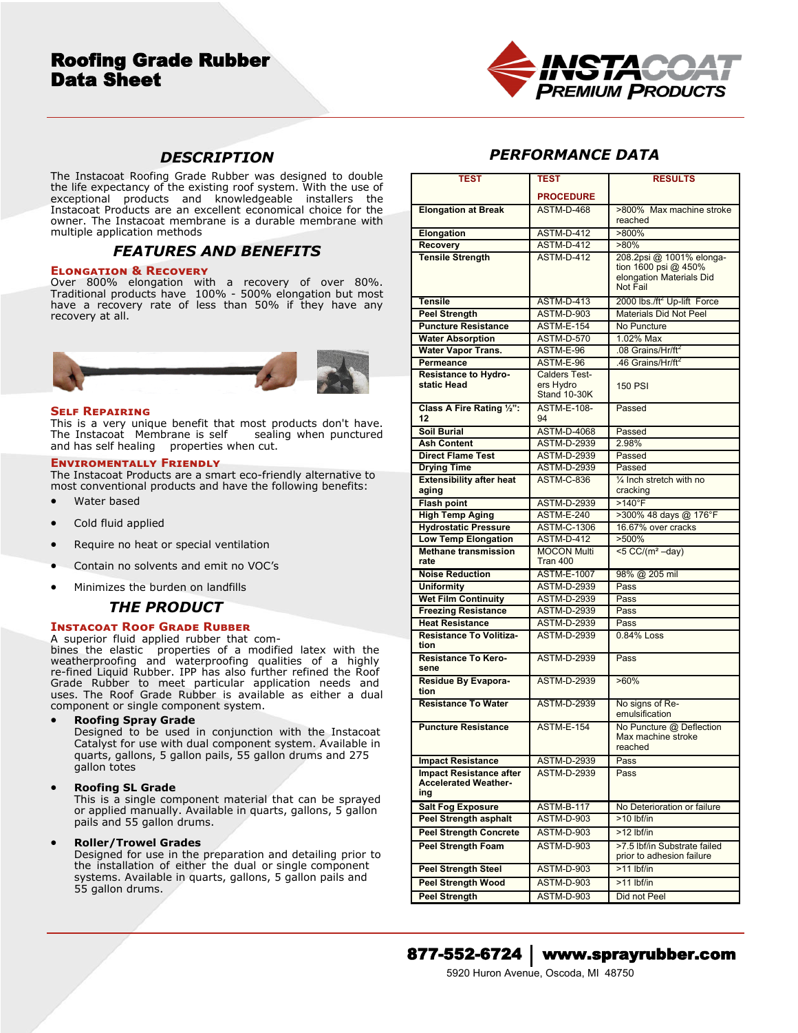# Roofing Grade Rubber Data Sheet

## DESCRIPTION

The Instacoat Roofing Grade Rubber was designed to double the life expectancy of the existing roof system. With the use of exceptional products and knowledgeable installers the Instacoat Products are an excellent economical choice for the owner. The Instacoat membrane is a durable membrane with multiple application methods

## FEATURES AND BENEFITS

### Elongation & Recovery

Over 800% elongation with a recovery of over 80%. Traditional products have 100% - 500% elongation but most have a recovery rate of less than 50% if they have any recovery at all.

### Self Repairing

This is a very unique benefit that most products don't have. The Instacoat Membrane is self sealing when punctured and has self healing properties when cut.

### Enviromentally Friendly

The Instacoat Products are a smart eco-friendly alternative to most conventional products and have the following benefits:

- Water based
- Cold fluid applied
- Require no heat or special ventilation
- Contain no solvents and emit no VOC's
- Minimizes the burden on landfills

## THE PRODUCT

### Instacoat Roof Grade Rubber

A superior fluid applied rubber that combines the elastic properties of a modified latex with the weatherproofing and waterproofing qualities of a highly re-fined Liquid Rubber. IPP has also further refined the Roof Grade Rubber to meet particular application needs and uses. The Roof Grade Rubber is available as either a dual component or single component system.

- **Roofing Spray Grade**
  Designed to be used in conjunction with the Instacoat Catalyst for use with dual component system. Available in quarts, gallons, 5 gallon pails, 55 gallon drums and 275 gallon totes

- **Roofing SL Grade**
  This is a single component material that can be sprayed or applied manually. Available in quarts, gallons, 5 gallon pails and 55 gallon drums.

- **Roller/Trowel Grades**
  Designed for use in the preparation and detailing prior to the installation of either the dual or single component systems. Available in quarts, gallons, 5 gallon pails and 55 gallon drums.

## PERFORMANCE DATA

| TEST | TEST PROCEDURE | RESULTS |
|---|---|---|
| Elongation at Break | ASTM-D-468 | >800% Max machine stroke reached |
| Elongation | ASTM-D-412 | >800% |
| Recovery | ASTM-D-412 | >80% |
| Tensile Strength | ASTM-D-412 | 208.2psi @ 1001% elongation 1600 psi @ 450% elongation Materials Did Not Fail |
| Tensile | ASTM-D-413 | 2000 lbs./ft$^2$ Up-lift Force |
| Peel Strength | ASTM-D-903 | Materials Did Not Peel |
| Puncture Resistance | ASTM-E-154 | No Puncture |
| Water Absorption | ASTM-D-570 | 1.02% Max |
| Water Vapor Trans. | ASTM-E-96 | .08 Grains/Hr/ft$^2$ |
| Permeance | ASTM-E-96 | .46 Grains/Hr/ft$^2$ |
| Resistance to Hydrostatic Head | Calders Testers Hydro Stand 10-30K | 150 PSI |
| Class A Fire Rating ½": 12 | ASTM-E-108-94 | Passed |
| Soil Burial | ASTM-D-4068 | Passed |
| Ash Content | ASTM-D-2939 | 2.98% |
| Direct Flame Test | ASTM-D-2939 | Passed |
| Drying Time | ASTM-D-2939 | Passed |
| Extensibility after heat aging | ASTM-C-836 | ¼ Inch stretch with no cracking |
| Flash point | ASTM-D-2939 | >140°F |
| High Temp Aging | ASTM-E-240 | >300% 48 days @ 176°F |
| Hydrostatic Pressure | ASTM-C-1306 | 16.67% over cracks |
| Low Temp Elongation | ASTM-D-412 | >500% |
| Methane transmission rate | MOCON Multi Tran 400 | <5 CC/(m² –day) |
| Noise Reduction | ASTM-E-1007 | 98% @ 205 mil |
| Uniformity | ASTM-D-2939 | Pass |
| Wet Film Continuity | ASTM-D-2939 | Pass |
| Freezing Resistance | ASTM-D-2939 | Pass |
| Heat Resistance | ASTM-D-2939 | Pass |
| Resistance To Volitization | ASTM-D-2939 | 0.84% Loss |
| Resistance To Kerosene | ASTM-D-2939 | Pass |
| Residue By Evaporation | ASTM-D-2939 | >60% |
| Resistance To Water | ASTM-D-2939 | No signs of Re-emulsification |
| Puncture Resistance | ASTM-E-154 | No Puncture @ Deflection Max machine stroke reached |
| Impact Resistance | ASTM-D-2939 | Pass |
| Impact Resistance after Accelerated Weathering | ASTM-D-2939 | Pass |
| Salt Fog Exposure | ASTM-B-117 | No Deterioration or failure |
| Peel Strength asphalt | ASTM-D-903 | >10 lbf/in |
| Peel Strength Concrete | ASTM-D-903 | >12 lbf/in |
| Peel Strength Foam | ASTM-D-903 | >7.5 lbf/in Substrate failed prior to adhesion failure |
| Peel Strength Steel | ASTM-D-903 | >11 lbf/in |
| Peel Strength Wood | ASTM-D-903 | >11 lbf/in |
| Peel Strength | ASTM-D-903 | Did not Peel |

**877-552-6724 | www.sprayrubber.com**

5920 Huron Avenue, Oscoda, MI 48750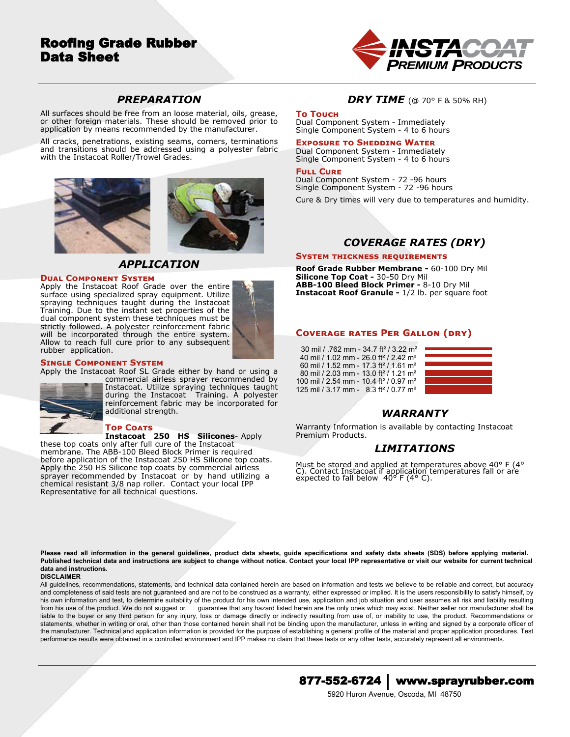# Roofing Grade Rubber Data Sheet

## PREPARATION

All surfaces should be free from an loose material, oils, grease, or other foreign materials. These should be removed prior to application by means recommended by the manufacturer.

All cracks, penetrations, existing seams, corners, terminations and transitions should be addressed using a polyester fabric with the Instacoat Roller/Trowel Grades.

## APPLICATION

### Dual Component System

Apply the Instacoat Roof Grade over the entire surface using specialized spray equipment. Utilize spraying techniques taught during the Instacoat Training. Due to the instant set properties of the dual component system these techniques must be strictly followed. A polyester reinforcement fabric will be incorporated through the entire system. Allow to reach full cure prior to any subsequent rubber application.

### Single Component System

Apply the Instacoat Roof SL Grade either by hand or using a commercial airless sprayer recommended by Instacoat. Utilize spraying techniques taught during the Instacoat Training. A polyester reinforcement fabric may be incorporated for additional strength.

### Top Coats

**Instacoat 250 HS Silicones**- Apply these top coats only after full cure of the Instacoat membrane. The ABB-100 Bleed Block Primer is required before application of the Instacoat 250 HS Silicone top coats. Apply the 250 HS Silicone top coats by commercial airless sprayer recommended by Instacoat or by hand utilizing a chemical resistant 3/8 nap roller. Contact your local IPP Representative for all technical questions.

## DRY TIME (@ 70° F & 50% RH)

### To Touch

Dual Component System - Immediately
Single Component System - 4 to 6 hours

### Exposure to Shedding Water

Dual Component System - Immediately
Single Component System - 4 to 6 hours

### Full Cure

Dual Component System - 72 -96 hours
Single Component System - 72 -96 hours

Cure & Dry times will very due to temperatures and humidity.

## COVERAGE RATES (DRY)

### System thickness requirements

**Roof Grade Rubber Membrane -** 60-100 Dry Mil
**Silicone Top Coat -** 30-50 Dry Mil
**ABB-100 Bleed Block Primer -** 8-10 Dry Mil
**Instacoat Roof Granule -** 1/2 lb. per square foot

### Coverage rates Per Gallon (dry)

30 mil / .762 mm - 34.7 ft² / 3.22 m²
40 mil / 1.02 mm - 26.0 ft² / 2.42 m²
60 mil / 1.52 mm - 17.3 ft² / 1.61 m²
80 mil / 2.03 mm - 13.0 ft² / 1.21 m²
100 mil / 2.54 mm - 10.4 ft² / 0.97 m²
125 mil / 3.17 mm - 8.3 ft² / 0.77 m²

## WARRANTY

Warranty Information is available by contacting Instacoat Premium Products.

## LIMITATIONS

Must be stored and applied at temperatures above 40° F (4° C). Contact Instacoat if application temperatures fall or are expected to fall below 40° F (4° C).

**Please read all information in the general guidelines, product data sheets, guide specifications and safety data sheets (SDS) before applying material. Published technical data and instructions are subject to change without notice. Contact your local IPP representative or visit our website for current technical data and instructions.**

**DISCLAIMER**

All guidelines, recommendations, statements, and technical data contained herein are based on information and tests we believe to be reliable and correct, but accuracy and completeness of said tests are not guaranteed and are not to be construed as a warranty, either expressed or implied. It is the users responsibility to satisfy himself, by his own information and test, to determine suitability of the product for his own intended use, application and job situation and user assumes all risk and liability resulting from his use of the product. We do not suggest or guarantee that any hazard listed herein are the only ones which may exist. Neither seller nor manufacturer shall be liable to the buyer or any third person for any injury, loss or damage directly or indirectly resulting from use of, or inability to use, the product. Recommendations or statements, whether in writing or oral, other than those contained herein shall not be binding upon the manufacturer, unless in writing and signed by a corporate officer of the manufacturer. Technical and application information is provided for the purpose of establishing a general profile of the material and proper application procedures. Test performance results were obtained in a controlled environment and IPP makes no claim that these tests or any other tests, accurately represent all environments.

**877-552-6724 | www.sprayrubber.com**

5920 Huron Avenue, Oscoda, MI 48750